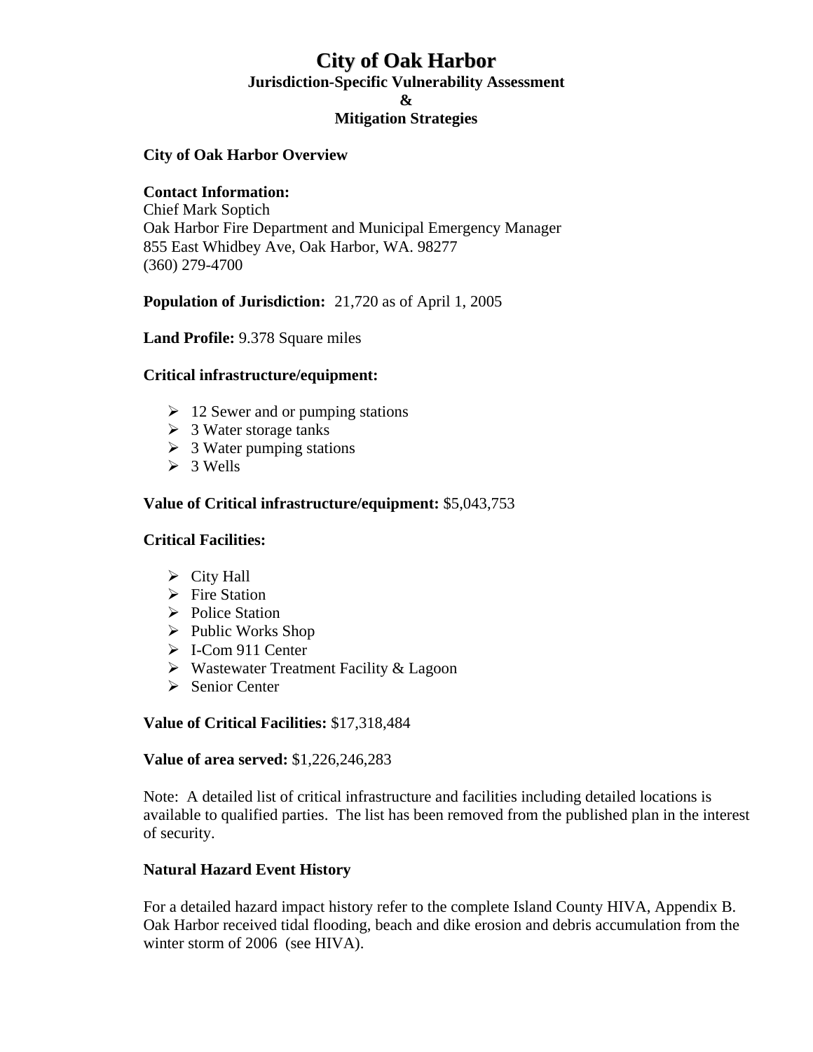# City of Oak Harbor

**Jurisdiction-Specific Vulnerability Assessment**

**&**

**Mitigation Strategies**

**City of Oak Harbor Overview**

**Contact Information:**
Chief Mark Soptich
Oak Harbor Fire Department and Municipal Emergency Manager
855 East Whidbey Ave, Oak Harbor, WA. 98277
(360) 279-4700

**Population of Jurisdiction:** 21,720 as of April 1, 2005

**Land Profile:** 9.378 Square miles

**Critical infrastructure/equipment:**

- 12 Sewer and or pumping stations
- 3 Water storage tanks
- 3 Water pumping stations
- 3 Wells

**Value of Critical infrastructure/equipment:** $5,043,753

**Critical Facilities:**

- City Hall
- Fire Station
- Police Station
- Public Works Shop
- I-Com 911 Center
- Wastewater Treatment Facility & Lagoon
- Senior Center

**Value of Critical Facilities:** $17,318,484

**Value of area served:** $1,226,246,283

Note: A detailed list of critical infrastructure and facilities including detailed locations is available to qualified parties. The list has been removed from the published plan in the interest of security.

**Natural Hazard Event History**

For a detailed hazard impact history refer to the complete Island County HIVA, Appendix B. Oak Harbor received tidal flooding, beach and dike erosion and debris accumulation from the winter storm of 2006 (see HIVA).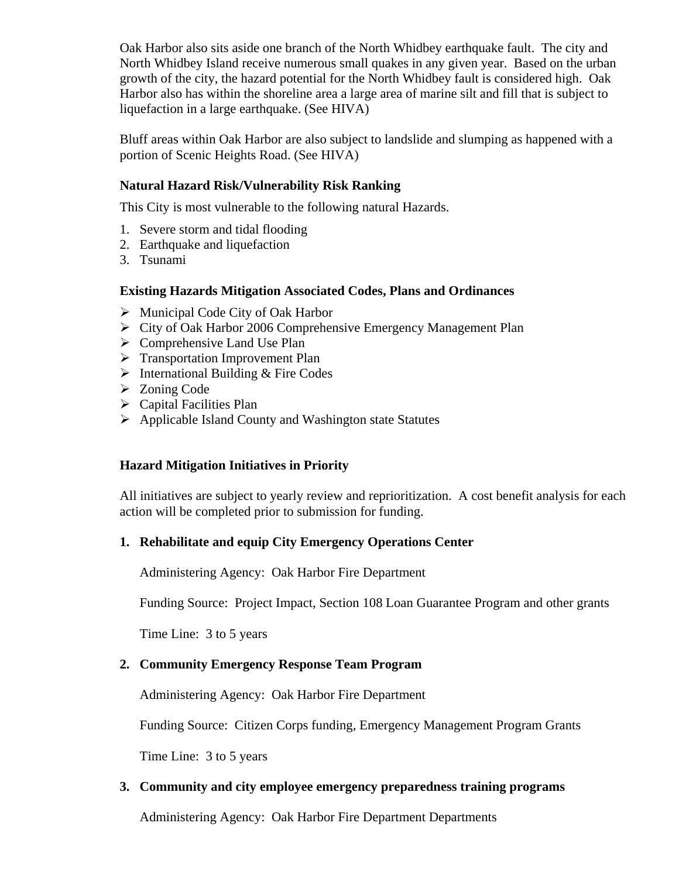Oak Harbor also sits aside one branch of the North Whidbey earthquake fault. The city and North Whidbey Island receive numerous small quakes in any given year. Based on the urban growth of the city, the hazard potential for the North Whidbey fault is considered high. Oak Harbor also has within the shoreline area a large area of marine silt and fill that is subject to liquefaction in a large earthquake. (See HIVA)

Bluff areas within Oak Harbor are also subject to landslide and slumping as happened with a portion of Scenic Heights Road. (See HIVA)

**Natural Hazard Risk/Vulnerability Risk Ranking**

This City is most vulnerable to the following natural Hazards.

1. Severe storm and tidal flooding
2. Earthquake and liquefaction
3. Tsunami

**Existing Hazards Mitigation Associated Codes, Plans and Ordinances**

- Municipal Code City of Oak Harbor
- City of Oak Harbor 2006 Comprehensive Emergency Management Plan
- Comprehensive Land Use Plan
- Transportation Improvement Plan
- International Building & Fire Codes
- Zoning Code
- Capital Facilities Plan
- Applicable Island County and Washington state Statutes

**Hazard Mitigation Initiatives in Priority**

All initiatives are subject to yearly review and reprioritization. A cost benefit analysis for each action will be completed prior to submission for funding.

**1. Rehabilitate and equip City Emergency Operations Center**

Administering Agency: Oak Harbor Fire Department

Funding Source: Project Impact, Section 108 Loan Guarantee Program and other grants

Time Line: 3 to 5 years

**2. Community Emergency Response Team Program**

Administering Agency: Oak Harbor Fire Department

Funding Source: Citizen Corps funding, Emergency Management Program Grants

Time Line: 3 to 5 years

**3. Community and city employee emergency preparedness training programs**

Administering Agency: Oak Harbor Fire Department Departments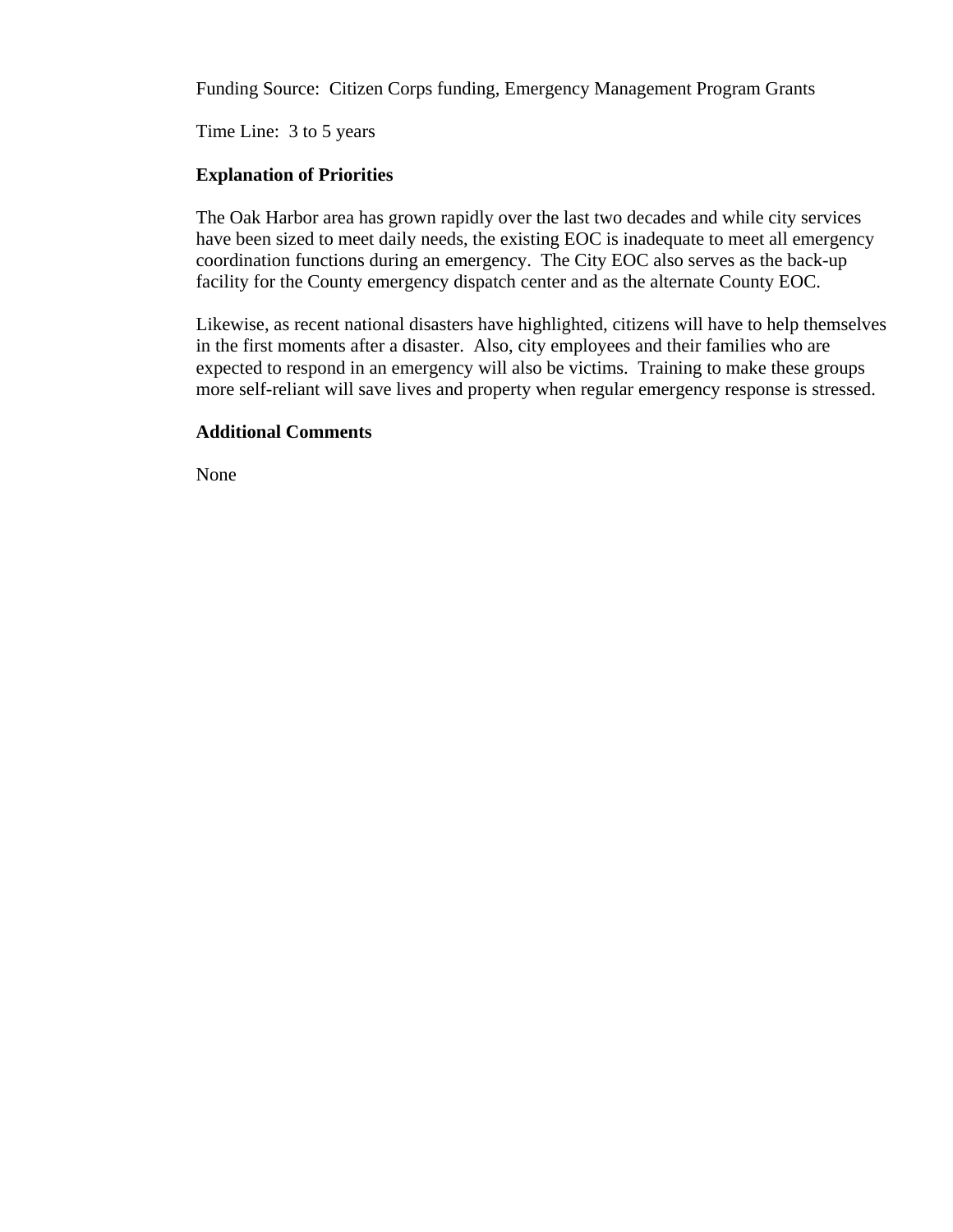Funding Source:  Citizen Corps funding, Emergency Management Program Grants

Time Line:  3 to 5 years

**Explanation of Priorities**

The Oak Harbor area has grown rapidly over the last two decades and while city services have been sized to meet daily needs, the existing EOC is inadequate to meet all emergency coordination functions during an emergency.  The City EOC also serves as the back-up facility for the County emergency dispatch center and as the alternate County EOC.

Likewise, as recent national disasters have highlighted, citizens will have to help themselves in the first moments after a disaster.  Also, city employees and their families who are expected to respond in an emergency will also be victims.  Training to make these groups more self-reliant will save lives and property when regular emergency response is stressed.

**Additional Comments**

None